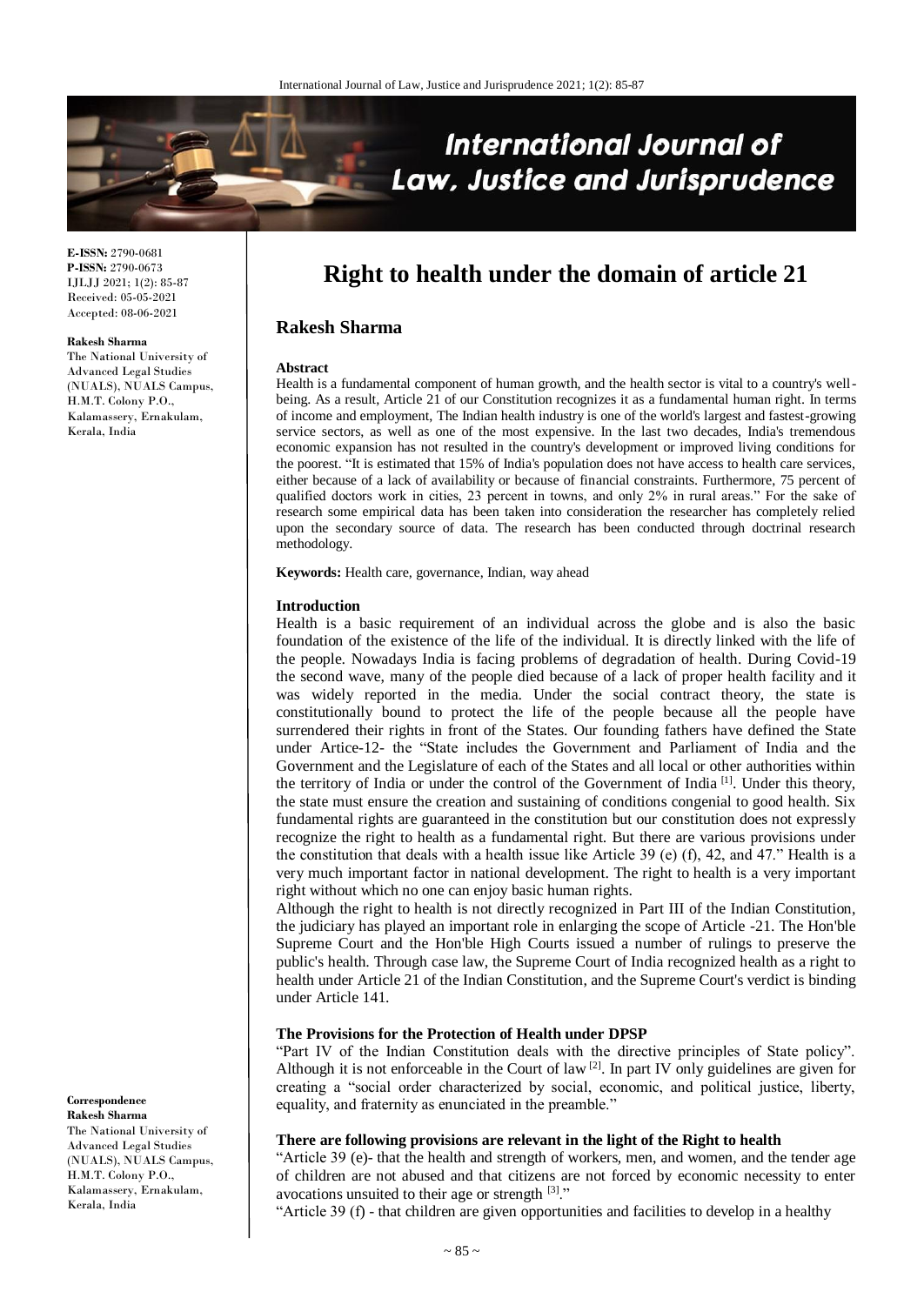# Right to health under the domain of article 21

## Rakesh Sharma

**E-ISSN:** 2790-0681
**P-ISSN:** 2790-0673
IJLJJ 2021; 1(2): 85-87
Received: 05-05-2021
Accepted: 08-06-2021

**Rakesh Sharma**
The National University of Advanced Legal Studies (NUALS), NUALS Campus, H.M.T. Colony P.O., Kalamassery, Ernakulam, Kerala, India

**Correspondence**
**Rakesh Sharma**
The National University of Advanced Legal Studies (NUALS), NUALS Campus, H.M.T. Colony P.O., Kalamassery, Ernakulam, Kerala, India

### Abstract

Health is a fundamental component of human growth, and the health sector is vital to a country's well-being. As a result, Article 21 of our Constitution recognizes it as a fundamental human right. In terms of income and employment, The Indian health industry is one of the world's largest and fastest-growing service sectors, as well as one of the most expensive. In the last two decades, India's tremendous economic expansion has not resulted in the country's development or improved living conditions for the poorest. "It is estimated that 15% of India's population does not have access to health care services, either because of a lack of availability or because of financial constraints. Furthermore, 75 percent of qualified doctors work in cities, 23 percent in towns, and only 2% in rural areas." For the sake of research some empirical data has been taken into consideration the researcher has completely relied upon the secondary source of data. The research has been conducted through doctrinal research methodology.

**Keywords:** Health care, governance, Indian, way ahead

### Introduction

Health is a basic requirement of an individual across the globe and is also the basic foundation of the existence of the life of the individual. It is directly linked with the life of the people. Nowadays India is facing problems of degradation of health. During Covid-19 the second wave, many of the people died because of a lack of proper health facility and it was widely reported in the media. Under the social contract theory, the state is constitutionally bound to protect the life of the people because all the people have surrendered their rights in front of the States. Our founding fathers have defined the State under Artice-12- the "State includes the Government and Parliament of India and the Government and the Legislature of each of the States and all local or other authorities within the territory of India or under the control of the Government of India [1]. Under this theory, the state must ensure the creation and sustaining of conditions congenial to good health. Six fundamental rights are guaranteed in the constitution but our constitution does not expressly recognize the right to health as a fundamental right. But there are various provisions under the constitution that deals with a health issue like Article 39 (e) (f), 42, and 47." Health is a very much important factor in national development. The right to health is a very important right without which no one can enjoy basic human rights.

Although the right to health is not directly recognized in Part III of the Indian Constitution, the judiciary has played an important role in enlarging the scope of Article -21. The Hon'ble Supreme Court and the Hon'ble High Courts issued a number of rulings to preserve the public's health. Through case law, the Supreme Court of India recognized health as a right to health under Article 21 of the Indian Constitution, and the Supreme Court's verdict is binding under Article 141.

### The Provisions for the Protection of Health under DPSP

"Part IV of the Indian Constitution deals with the directive principles of State policy". Although it is not enforceable in the Court of law [2]. In part IV only guidelines are given for creating a "social order characterized by social, economic, and political justice, liberty, equality, and fraternity as enunciated in the preamble."

### There are following provisions are relevant in the light of the Right to health

"Article 39 (e)- that the health and strength of workers, men, and women, and the tender age of children are not abused and that citizens are not forced by economic necessity to enter avocations unsuited to their age or strength [3]."

"Article 39 (f) - that children are given opportunities and facilities to develop in a healthy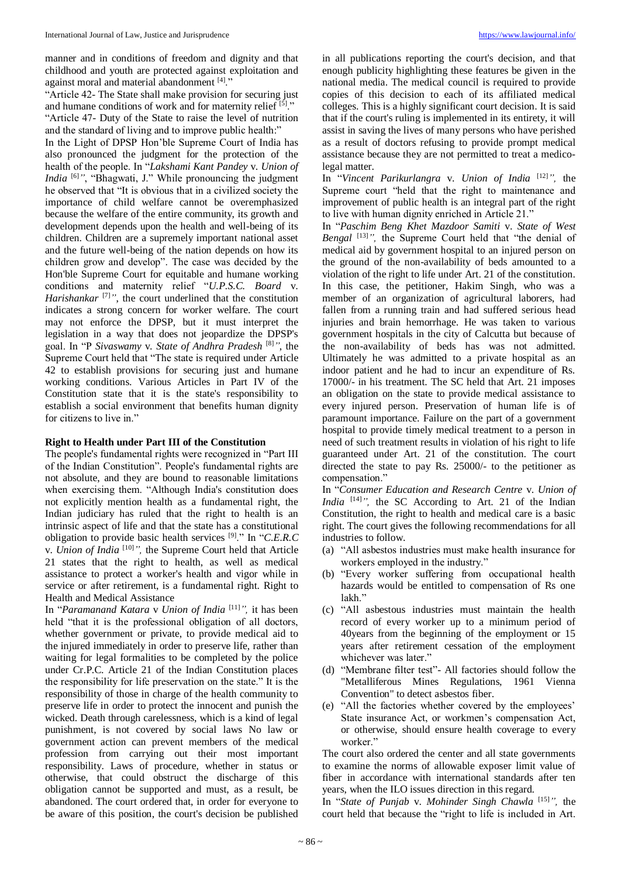manner and in conditions of freedom and dignity and that childhood and youth are protected against exploitation and against moral and material abandonment [4]."

"Article 42- The State shall make provision for securing just and humane conditions of work and for maternity relief [5]."

"Article 47- Duty of the State to raise the level of nutrition and the standard of living and to improve public health:"

In the Light of DPSP Hon'ble Supreme Court of India has also pronounced the judgment for the protection of the health of the people. In "*Lakshami Kant Pandey* v. *Union of India* [6]", "Bhagwati, J." While pronouncing the judgment he observed that "It is obvious that in a civilized society the importance of child welfare cannot be overemphasized because the welfare of the entire community, its growth and development depends upon the health and well-being of its children. Children are a supremely important national asset and the future well-being of the nation depends on how its children grow and develop". The case was decided by the Hon'ble Supreme Court for equitable and humane working conditions and maternity relief "*U.P.S.C. Board* v. *Harishankar* [7]", the court underlined that the constitution indicates a strong concern for worker welfare. The court may not enforce the DPSP, but it must interpret the legislation in a way that does not jeopardize the DPSP's goal. In "*P Sivaswamy* v. *State of Andhra Pradesh* [8]", the Supreme Court held that "The state is required under Article 42 to establish provisions for securing just and humane working conditions. Various Articles in Part IV of the Constitution state that it is the state's responsibility to establish a social environment that benefits human dignity for citizens to live in."

## Right to Health under Part III of the Constitution

The people's fundamental rights were recognized in "Part III of the Indian Constitution". People's fundamental rights are not absolute, and they are bound to reasonable limitations when exercising them. "Although India's constitution does not explicitly mention health as a fundamental right, the Indian judiciary has ruled that the right to health is an intrinsic aspect of life and that the state has a constitutional obligation to provide basic health services [9]." In "*C.E.R.C* v. *Union of India* [10]", the Supreme Court held that Article 21 states that the right to health, as well as medical assistance to protect a worker's health and vigor while in service or after retirement, is a fundamental right. Right to Health and Medical Assistance

In "*Paramanand Katara* v *Union of India* [11]", it has been held "that it is the professional obligation of all doctors, whether government or private, to provide medical aid to the injured immediately in order to preserve life, rather than waiting for legal formalities to be completed by the police under Cr.P.C. Article 21 of the Indian Constitution places the responsibility for life preservation on the state." It is the responsibility of those in charge of the health community to preserve life in order to protect the innocent and punish the wicked. Death through carelessness, which is a kind of legal punishment, is not covered by social laws No law or government action can prevent members of the medical profession from carrying out their most important responsibility. Laws of procedure, whether in status or otherwise, that could obstruct the discharge of this obligation cannot be supported and must, as a result, be abandoned. The court ordered that, in order for everyone to be aware of this position, the court's decision be published in all publications reporting the court's decision, and that enough publicity highlighting these features be given in the national media. The medical council is required to provide copies of this decision to each of its affiliated medical colleges. This is a highly significant court decision. It is said that if the court's ruling is implemented in its entirety, it will assist in saving the lives of many persons who have perished as a result of doctors refusing to provide prompt medical assistance because they are not permitted to treat a medico-legal matter.

In "*Vincent Parikurlangra* v. *Union of India* [12]", the Supreme court "held that the right to maintenance and improvement of public health is an integral part of the right to live with human dignity enriched in Article 21."

In "*Paschim Beng Khet Mazdoor Samiti* v. *State of West Bengal* [13]", the Supreme Court held that "the denial of medical aid by government hospital to an injured person on the ground of the non-availability of beds amounted to a violation of the right to life under Art. 21 of the constitution. In this case, the petitioner, Hakim Singh, who was a member of an organization of agricultural laborers, had fallen from a running train and had suffered serious head injuries and brain hemorrhage. He was taken to various government hospitals in the city of Calcutta but because of the non-availability of beds has was not admitted. Ultimately he was admitted to a private hospital as an indoor patient and he had to incur an expenditure of Rs. 17000/- in his treatment. The SC held that Art. 21 imposes an obligation on the state to provide medical assistance to every injured person. Preservation of human life is of paramount importance. Failure on the part of a government hospital to provide timely medical treatment to a person in need of such treatment results in violation of his right to life guaranteed under Art. 21 of the constitution. The court directed the state to pay Rs. 25000/- to the petitioner as compensation."

In "*Consumer Education and Research Centre* v. *Union of India* [14]", the SC According to Art. 21 of the Indian Constitution, the right to health and medical care is a basic right. The court gives the following recommendations for all industries to follow.

(a) "All asbestos industries must make health insurance for workers employed in the industry."
(b) "Every worker suffering from occupational health hazards would be entitled to compensation of Rs one lakh."
(c) "All asbestous industries must maintain the health record of every worker up to a minimum period of 40years from the beginning of the employment or 15 years after retirement cessation of the employment whichever was later."
(d) "Membrane filter test"- All factories should follow the "Metalliferous Mines Regulations, 1961 Vienna Convention" to detect asbestos fiber.
(e) "All the factories whether covered by the employees' State insurance Act, or workmen's compensation Act, or otherwise, should ensure health coverage to every worker."

The court also ordered the center and all state governments to examine the norms of allowable exposer limit value of fiber in accordance with international standards after ten years, when the ILO issues direction in this regard.

In "*State of Punjab* v. *Mohinder Singh Chawla* [15]", the court held that because the "right to life is included in Art.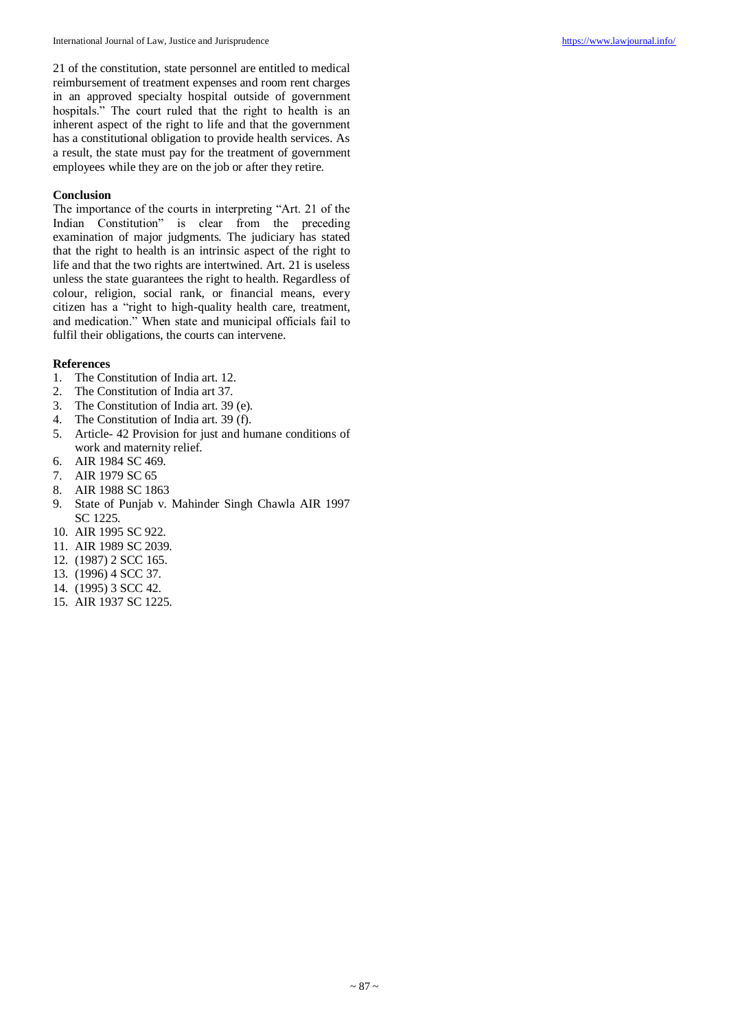21 of the constitution, state personnel are entitled to medical reimbursement of treatment expenses and room rent charges in an approved specialty hospital outside of government hospitals." The court ruled that the right to health is an inherent aspect of the right to life and that the government has a constitutional obligation to provide health services. As a result, the state must pay for the treatment of government employees while they are on the job or after they retire.

## Conclusion

The importance of the courts in interpreting "Art. 21 of the Indian Constitution" is clear from the preceding examination of major judgments. The judiciary has stated that the right to health is an intrinsic aspect of the right to life and that the two rights are intertwined. Art. 21 is useless unless the state guarantees the right to health. Regardless of colour, religion, social rank, or financial means, every citizen has a "right to high-quality health care, treatment, and medication." When state and municipal officials fail to fulfil their obligations, the courts can intervene.

## References

1. The Constitution of India art. 12.
2. The Constitution of India art 37.
3. The Constitution of India art. 39 (e).
4. The Constitution of India art. 39 (f).
5. Article- 42 Provision for just and humane conditions of work and maternity relief.
6. AIR 1984 SC 469.
7. AIR 1979 SC 65
8. AIR 1988 SC 1863
9. State of Punjab v. Mahinder Singh Chawla AIR 1997 SC 1225.
10. AIR 1995 SC 922.
11. AIR 1989 SC 2039.
12. (1987) 2 SCC 165.
13. (1996) 4 SCC 37.
14. (1995) 3 SCC 42.
15. AIR 1937 SC 1225.